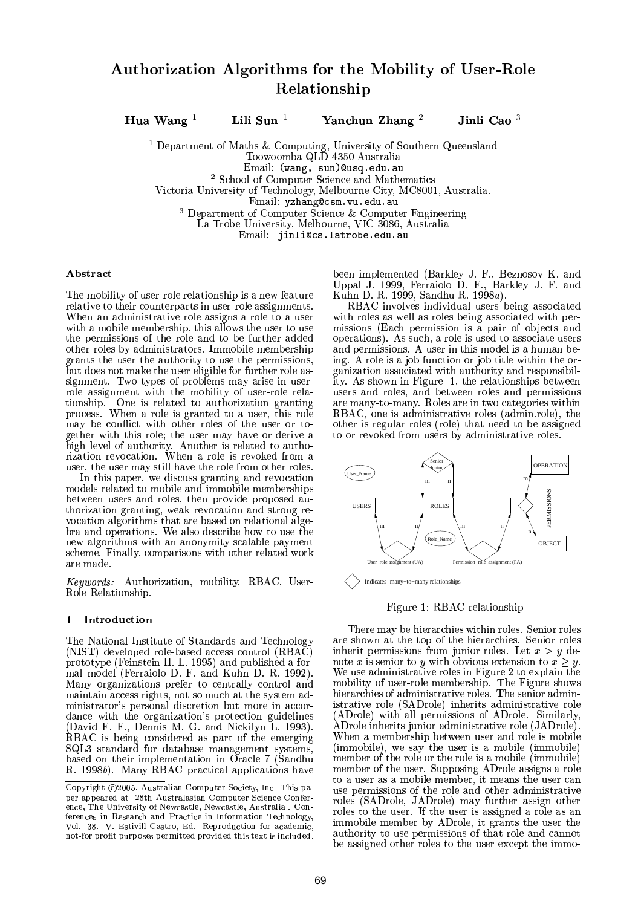# Authorization Algorithms for the Mobility of User-Role Relationship

**Hua Wang** [1] **Lili Sun** [1] **Yanchun Zhang** [2] **Jinli Cao** [3]

[1] Department of Maths & Computing, University of Southern Queensland
Toowoomba QLD 4350 Australia
Email: (wang, sun)@usq.edu.au

[2] School of Computer Science and Mathematics
Victoria University of Technology, Melbourne City, MC8001, Australia.
Email: yzhang@csm.vu.edu.au

[3] Department of Computer Science & Computer Engineering
La Trobe University, Melbourne, VIC 3086, Australia
Email: jinli@cs.latrobe.edu.au

### Abstract

The mobility of user-role relationship is a new feature relative to their counterparts in user-role assignments. When an administrative role assigns a role to a user with a mobile membership, this allows the user to use the permissions of the role and to be further added other roles by administrators. Immobile membership grants the user the authority to use the permissions, but does not make the user eligible for further role assignment. Two types of problems may arise in user-role assignment with the mobility of user-role relationship. One is related to authorization granting process. When a role is granted to a user, this role may be conflict with other roles of the user or together with this role; the user may have or derive a high level of authority. Another is related to authorization revocation. When a role is revoked from a user, the user may still have the role from other roles.

In this paper, we discuss granting and revocation models related to mobile and immobile memberships between users and roles, then provide proposed authorization granting, weak revocation and strong revocation algorithms that are based on relational algebra and operations. We also describe how to use the new algorithms with an anonymity scalable payment scheme. Finally, comparisons with other related work are made.

*Keywords:* Authorization, mobility, RBAC, User-Role Relationship.

## 1 Introduction

The National Institute of Standards and Technology (NIST) developed role-based access control (RBAC) prototype (Feinstein H. L. 1995) and published a formal model (Ferraiolo D. F. and Kuhn D. R. 1992). Many organizations prefer to centrally control and maintain access rights, not so much at the system administrator's personal discretion but more in accordance with the organization's protection guidelines (David F. F., Dennis M. G. and Nickilyn L. 1993). RBAC is being considered as part of the emerging SQL3 standard for database management systems, based on their implementation in Oracle 7 (Sandhu R. 1998*b*). Many RBAC practical applications have been implemented (Barkley J. F., Beznosov K. and Uppal J. 1999, Ferraiolo D. F., Barkley J. F. and Kuhn D. R. 1999, Sandhu R. 1998*a*).

RBAC involves individual users being associated with roles as well as roles being associated with permissions (Each permission is a pair of objects and operations). As such, a role is used to associate users and permissions. A user in this model is a human being. A role is a job function or job title within the organization associated with authority and responsibility. As shown in Figure 1, the relationships between users and roles, and between roles and permissions are many-to-many. Roles are in two categories within RBAC, one is administrative roles (admin.role), the other is regular roles (role) that need to be assigned to or revoked from users by administrative roles.

Figure 1: RBAC relationship

There may be hierarchies within roles. Senior roles are shown at the top of the hierarchies. Senior roles inherit permissions from junior roles. Let $x > y$ denote $x$ is senior to $y$ with obvious extension to $x \geq y$. We use administrative roles in Figure 2 to explain the mobility of user-role membership. The Figure shows hierarchies of administrative roles. The senior administrative role (SADrole) inherits administrative role (ADrole) with all permissions of ADrole. Similarly, ADrole inherits junior administrative role (JADrole). When a membership between user and role is mobile (immobile), we say the user is a mobile (immobile) member of the role or the role is a mobile (immobile) member of the user. Supposing ADrole assigns a role to a user as a mobile member, it means the user can use permissions of the role and other administrative roles (SADrole, JADrole) may further assign other roles to the user. If the user is assigned a role as an immobile member by ADrole, it grants the user the authority to use permissions of that role and cannot be assigned other roles to the user except the immo-

Copyright ©2005, Australian Computer Society, Inc. This paper appeared at 28th Australasian Computer Science Conference, The University of Newcastle, Newcastle, Australia . Conferences in Research and Practice in Information Technology, Vol. 38. V. Estivill-Castro, Ed. Reproduction for academic, not-for profit purposes permitted provided this text is included.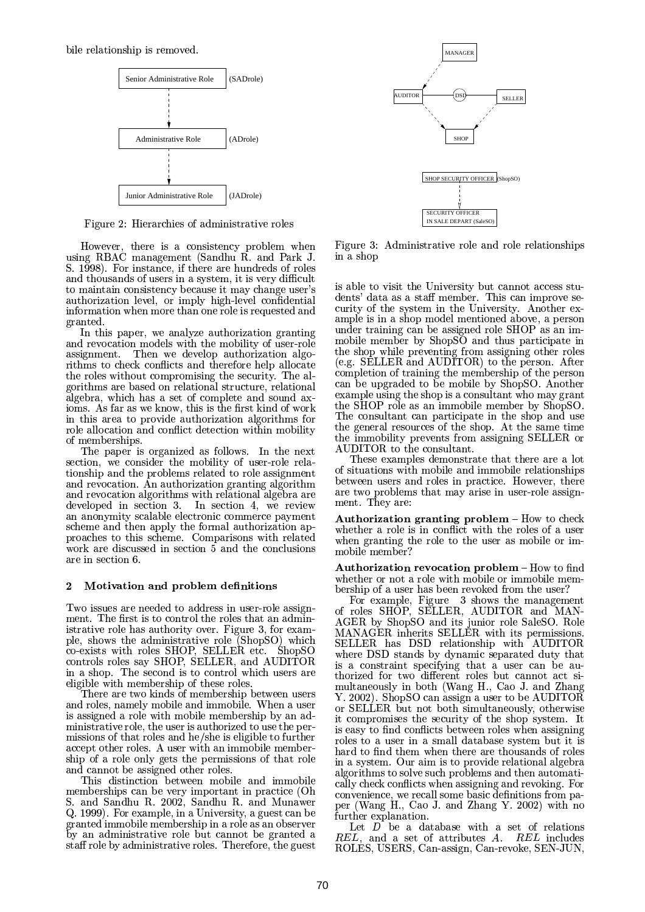bile relationship is removed.

Figure 2: Hierarchies of administrative roles

However, there is a consistency problem when using RBAC management (Sandhu R. and Park J. S. 1998). For instance, if there are hundreds of roles and thousands of users in a system, it is very difficult to maintain consistency because it may change user's authorization level, or imply high-level confidential information when more than one role is requested and granted.

In this paper, we analyze authorization granting and revocation models with the mobility of user-role assignment. Then we develop authorization algorithms to check conflicts and therefore help allocate the roles without compromising the security. The algorithms are based on relational structure, relational algebra, which has a set of complete and sound axioms. As far as we know, this is the first kind of work in this area to provide authorization algorithms for role allocation and conflict detection within mobility of memberships.

The paper is organized as follows. In the next section, we consider the mobility of user-role relationship and the problems related to role assignment and revocation. An authorization granting algorithm and revocation algorithms with relational algebra are developed in section 3. In section 4, we review an anonymity scalable electronic commerce payment scheme and then apply the formal authorization approaches to this scheme. Comparisons with related work are discussed in section 5 and the conclusions are in section 6.

## 2 Motivation and problem definitions

Two issues are needed to address in user-role assignment. The first is to control the roles that an administrative role has authority over. Figure 3, for example, shows the administrative role (ShopSO) which co-exists with roles SHOP, SELLER etc. ShopSO controls roles say SHOP, SELLER, and AUDITOR in a shop. The second is to control which users are eligible with membership of these roles.

There are two kinds of membership between users and roles, namely mobile and immobile. When a user is assigned a role with mobile membership by an administrative role, the user is authorized to use the permissions of that roles and he/she is eligible to further accept other roles. A user with an immobile membership of a role only gets the permissions of that role and cannot be assigned other roles.

This distinction between mobile and immobile memberships can be very important in practice (Oh S. and Sandhu R. 2002, Sandhu R. and Munawer Q. 1999). For example, in a University, a guest can be granted immobile membership in a role as an observer by an administrative role but cannot be granted a staff role by administrative roles. Therefore, the guest

Figure 3: Administrative role and role relationships in a shop

is able to visit the University but cannot access students' data as a staff member. This can improve security of the system in the University. Another example is in a shop model mentioned above, a person under training can be assigned role SHOP as an immobile member by ShopSO and thus participate in the shop while preventing from assigning other roles (e.g. SELLER and AUDITOR) to the person. After completion of training the membership of the person can be upgraded to be mobile by ShopSO. Another example using the shop is a consultant who may grant the SHOP role as an immobile member by ShopSO. The consultant can participate in the shop and use the general resources of the shop. At the same time the immobility prevents from assigning SELLER or AUDITOR to the consultant.

These examples demonstrate that there are a lot of situations with mobile and immobile relationships between users and roles in practice. However, there are two problems that may arise in user-role assignment. They are:

**Authorization granting problem** – How to check whether a role is in conflict with the roles of a user when granting the role to the user as mobile or immobile member?

**Authorization revocation problem** – How to find whether or not a role with mobile or immobile membership of a user has been revoked from the user?

For example, Figure 3 shows the management of roles SHOP, SELLER, AUDITOR and MANAGER by ShopSO and its junior role SaleSO. Role MANAGER inherits SELLER with its permissions. SELLER has DSD relationship with AUDITOR where DSD stands by dynamic separated duty that is a constraint specifying that a user can be authorized for two different roles but cannot act simultaneously in both (Wang H., Cao J. and Zhang Y. 2002). ShopSO can assign a user to be AUDITOR or SELLER but not both simultaneously, otherwise it compromises the security of the shop system. It is easy to find conflicts between roles when assigning roles to a user in a small database system but it is hard to find them when there are thousands of roles in a system. Our aim is to provide relational algebra algorithms to solve such problems and then automatically check conflicts when assigning and revoking. For convenience, we recall some basic definitions from paper (Wang H., Cao J. and Zhang Y. 2002) with no further explanation.

Let $D$ be a database with a set of relations $REL$, and a set of attributes $A$. $REL$ includes ROLES, USERS, Can-assign, Can-revoke, SEN-JUN,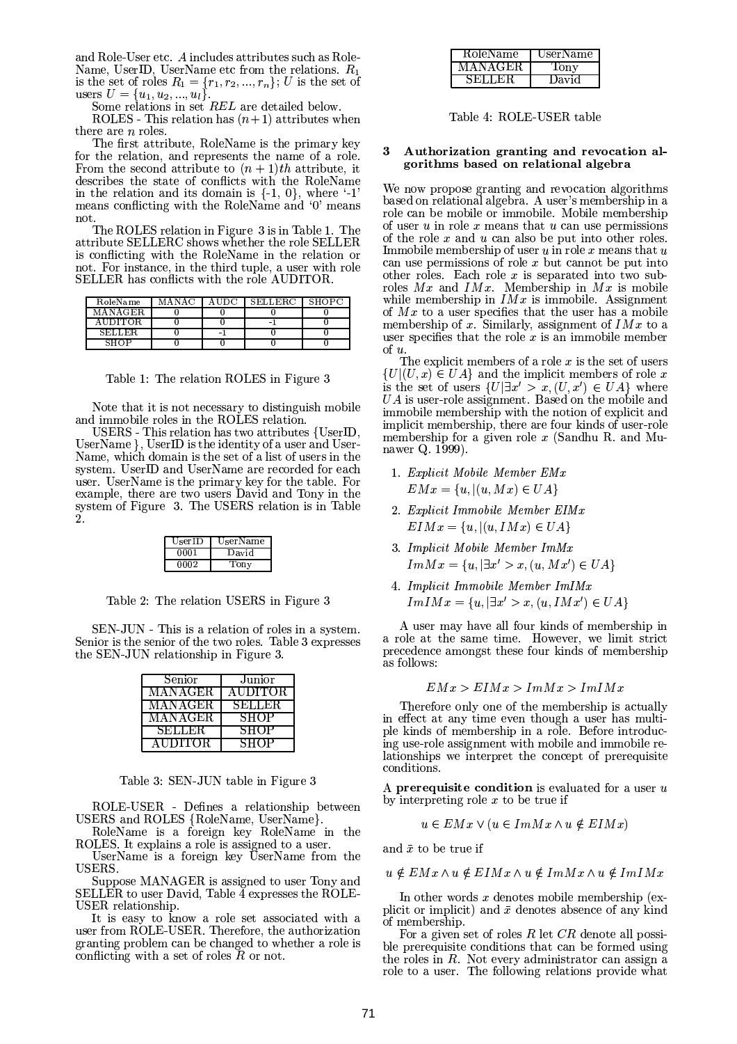and Role-User etc. $A$ includes attributes such as RoleName, UserID, UserName etc from the relations. $R_1$ is the set of roles $R_1 = \{r_1, r_2, ..., r_n\}$; $U$ is the set of users $U = \{u_1, u_2, ..., u_l\}$.

Some relations in set $REL$ are detailed below.

ROLES - This relation has $(n+1)$ attributes when there are $n$ roles.

The first attribute, RoleName is the primary key for the relation, and represents the name of a role. From the second attribute to $(n+1)th$ attribute, it describes the state of conflicts with the RoleName in the relation and its domain is {-1, 0}, where '-1' means conflicting with the RoleName and '0' means not.

The ROLES relation in Figure 3 is in Table 1. The attribute SELLERC shows whether the role SELLER is conflicting with the RoleName in the relation or not. For instance, in the third tuple, a user with role SELLER has conflicts with the role AUDITOR.

| RoleName | MANAC | AUDC | SELLERC | SHOPC |
|---|---|---|---|---|
| MANAGER | 0 | 0 | 0 | 0 |
| AUDITOR | 0 | 0 | -1 | 0 |
| SELLER | 0 | -1 | 0 | 0 |
| SHOP | 0 | 0 | 0 | 0 |

Table 1: The relation ROLES in Figure 3

Note that it is not necessary to distinguish mobile and immobile roles in the ROLES relation.

USERS - This relation has two attributes {UserID, UserName}, UserID is the identity of a user and UserName, which domain is the set of a list of users in the system. UserID and UserName are recorded for each user. UserName is the primary key for the table. For example, there are two users David and Tony in the system of Figure 3. The USERS relation is in Table 2.

| UserID | UserName |
|---|---|
| 0001 | David |
| 0002 | Tony |

Table 2: The relation USERS in Figure 3

SEN-JUN - This is a relation of roles in a system. Senior is the senior of the two roles. Table 3 expresses the SEN-JUN relationship in Figure 3.

| Senior | Junior |
|---|---|
| MANAGER | AUDITOR |
| MANAGER | SELLER |
| MANAGER | SHOP |
| SELLER | SHOP |
| AUDITOR | SHOP |

Table 3: SEN-JUN table in Figure 3

ROLE-USER - Defines a relationship between USERS and ROLES {RoleName, UserName}.

RoleName is a foreign key RoleName in the ROLES. It explains a role is assigned to a user.

UserName is a foreign key UserName from the USERS.

Suppose MANAGER is assigned to user Tony and SELLER to user David, Table 4 expresses the ROLE-USER relationship.

It is easy to know a role set associated with a user from ROLE-USER. Therefore, the authorization granting problem can be changed to whether a role is conflicting with a set of roles $R$ or not.

| RoleName | UserName |
|---|---|
| MANAGER | Tony |
| SELLER | David |

Table 4: ROLE-USER table

## 3 Authorization granting and revocation algorithms based on relational algebra

We now propose granting and revocation algorithms based on relational algebra. A user's membership in a role can be mobile or immobile. Mobile membership of user $u$ in role $x$ means that $u$ can use permissions of the role $x$ and $u$ can also be put into other roles. Immobile membership of user $u$ in role $x$ means that $u$ can use permissions of role $x$ but cannot be put into other roles. Each role $x$ is separated into two subroles $Mx$ and $IMx$. Membership in $Mx$ is mobile while membership in $IMx$ is immobile. Assignment of $Mx$ to a user specifies that the user has a mobile membership of $x$. Similarly, assignment of $IMx$ to a user specifies that the role $x$ is an immobile member of $u$.

The explicit members of a role $x$ is the set of users $\{U|(U,x) \in UA\}$ and the implicit members of role $x$ is the set of users $\{U|\exists x' > x, (U,x') \in UA\}$ where $UA$ is user-role assignment. Based on the mobile and immobile membership with the notion of explicit and implicit membership, there are four kinds of user-role membership for a given role $x$ (Sandhu R. and Munawer Q. 1999).

1. *Explicit Mobile Member EMx*
   $EMx = \{u, |(u, Mx) \in UA\}$
2. *Explicit Immobile Member EIMx*
   $EIMx = \{u, |(u, IMx) \in UA\}$
3. *Implicit Mobile Member ImMx*
   $ImMx = \{u, |\exists x' > x, (u, Mx') \in UA\}$
4. *Implicit Immobile Member ImIMx*
   $ImIMx = \{u, |\exists x' > x, (u, IMx') \in UA\}$

A user may have all four kinds of membership in a role at the same time. However, we limit strict precedence amongst these four kinds of membership as follows:

$$EMx > EIMx > ImMx > ImIMx$$

Therefore only one of the membership is actually in effect at any time even though a user has multiple kinds of membership in a role. Before introducing use-role assignment with mobile and immobile relationships we interpret the concept of prerequisite conditions.

A **prerequisite condition** is evaluated for a user $u$ by interpreting role $x$ to be true if

$$u \in EMx \vee (u \in ImMx \wedge u \notin EIMx)$$

and $\bar{x}$ to be true if

$$u \notin EMx \wedge u \notin EIMx \wedge u \notin ImMx \wedge u \notin ImIMx$$

In other words $x$ denotes mobile membership (explicit or implicit) and $\bar{x}$ denotes absence of any kind of membership.

For a given set of roles $R$ let $CR$ denote all possible prerequisite conditions that can be formed using the roles in $R$. Not every administrator can assign a role to a user. The following relations provide what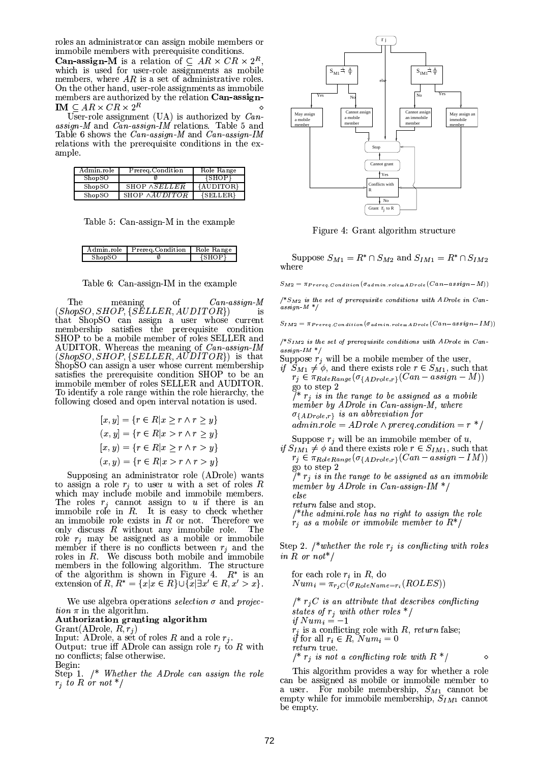roles an administrator can assign mobile members or immobile members with prerequisite conditions.

**Can-assign-M** is a relation of $\subseteq AR \times CR \times 2^R$, which is used for user-role assignments as mobile members, where $AR$ is a set of administrative roles. On the other hand, user-role assignments as immobile members are authorized by the relation **Can-assign-IM** $\subseteq AR \times CR \times 2^R$ ⋄

User-role assignment (UA) is authorized by *Can-assign-M* and *Can-assign-IM* relations. Table 5 and Table 6 shows the *Can-assign-M* and *Can-assign-IM* relations with the prerequisite conditions in the example.

| Admin.role | Prereq.Condition | Role Range |
|---|---|---|
| ShopSO | $\emptyset$ | {SHOP} |
| ShopSO | SHOP $\wedge \overline{SELLER}$ | {AUDITOR} |
| ShopSO | SHOP $\wedge \overline{AUDITOR}$ | {SELLER} |

Table 5: Can-assign-M in the example

| Admin.role | Prereq.Condition | Role Range |
|---|---|---|
| ShopSO | $\emptyset$ | {SHOP} |

Table 6: Can-assign-IM in the example

The meaning of *Can-assign-M* $(ShopSO, SHOP, \{SELLER, AUDITOR\})$ is that ShopSO can assign a user whose current membership satisfies the prerequisite condition SHOP to be a mobile member of roles SELLER and AUDITOR. Whereas the meaning of *Can-assign-IM* $(ShopSO, SHOP, \{SELLER, AUDITOR\})$ is that ShopSO can assign a user whose current membership satisfies the prerequisite condition SHOP to be an immobile member of roles SELLER and AUDITOR. To identify a role range within the role hierarchy, the following closed and open interval notation is used.

$$[x, y] = \{r \in R | x \geq r \wedge r \geq y\}$$
$$(x, y] = \{r \in R | x > r \wedge r \geq y\}$$
$$[x, y) = \{r \in R | x \geq r \wedge r > y\}$$
$$(x, y) = \{r \in R | x > r \wedge r > y\}$$

Supposing an administrator role (ADrole) wants to assign a role $r_j$ to user $u$ with a set of roles $R$ which may include mobile and immobile members. The roles $r_j$ cannot assign to $u$ if there is an immobile role in $R$. It is easy to check whether an immobile role exists in $R$ or not. Therefore we only discuss $R$ without any immobile role. The role $r_j$ may be assigned as a mobile or immobile member if there is no conflicts between $r_j$ and the roles in $R$. We discuss both mobile and immobile members in the following algorithm. The structure of the algorithm is shown in Figure 4. $R^*$ is an extension of $R$, $R^* = \{x | x \in R\} \cup \{x | \exists x' \in R, x' > x\}$.

We use algebra operations *selection* $\sigma$ and *projection* $\pi$ in the algorithm.

**Authorization granting algorithm**

Grant(ADrole, $R, r_j$)
Input: ADrole, a set of roles $R$ and a role $r_j$.
Output: true iff ADrole can assign role $r_j$ to $R$ with no conflicts; false otherwise.
Begin:
Step 1. /* *Whether the ADrole can assign the role $r_j$ to $R$ or not* */

Figure 4: Grant algorithm structure

Suppose $S_{M1} = R^* \cap S_{M2}$ and $S_{IM1} = R^* \cap S_{IM2}$ where

$S_{M2} = \pi_{Prereq.Condition}(\sigma_{admin.role=ADrole}(Can-assign-M))$

/**$S_{M2}$ is the set of prerequisite conditions with ADrole in Can-assign-M* */

$S_{IM2} = \pi_{Prereq.Condition}(\sigma_{admin.role=ADrole}(Can-assign-IM))$

/**$S_{IM2}$ is the set of prerequisite conditions with ADrole in Can-assign-IM* */

Suppose $r_j$ will be a mobile member of the user,
*if* $S_{M1} \neq \phi$, and there exists role $r \in S_{M1}$, such that $r_j \in \pi_{RoleRange}(\sigma_{\{ADrole,r\}}(Can-assign-M))$
go to step 2
/* *$r_j$ is in the range to be assigned as a mobile member by ADrole in Can-assign-M, where $\sigma_{\{ADrole,r\}}$ is an abbreviation for $admin.role = ADrole \wedge prereq.condition = r$* */

Suppose $r_j$ will be an immobile member of $u$,
*if* $S_{IM1} \neq \phi$ and there exists role $r \in S_{IM1}$, such that $r_j \in \pi_{RoleRange}(\sigma_{\{ADrole,r\}}(Can-assign-IM))$
go to step 2
/* *$r_j$ is in the range to be assigned as an immobile member by ADrole in Can-assign-IM* */
*else*
*return* false and stop.
/**the admini.role has no right to assign the role $r_j$ as a mobile or immobile member to $R^*$*/

Step 2. /**whether the role $r_j$ is conflicting with roles in R or not*/

for each role $r_i$ in $R$, do
$Num_i = \pi_{r_jC}(\sigma_{RoleName=r_i}(ROLES))$

/* *$r_jC$ is an attribute that describes conflicting states of $r_j$ with other roles* */
*if* $Num_i = -1$
$r_j$ is a conflicting role with $R$, *return* false;
*if* for all $r_i \in R$, $Num_i = 0$
*return* true.
/* *$r_j$ is not a conflicting role with $R$* */ ⋄

This algorithm provides a way for whether a role can be assigned as mobile or immobile member to a user. For mobile membership, $S_{M1}$ cannot be empty while for immobile membership, $S_{IM1}$ cannot be empty.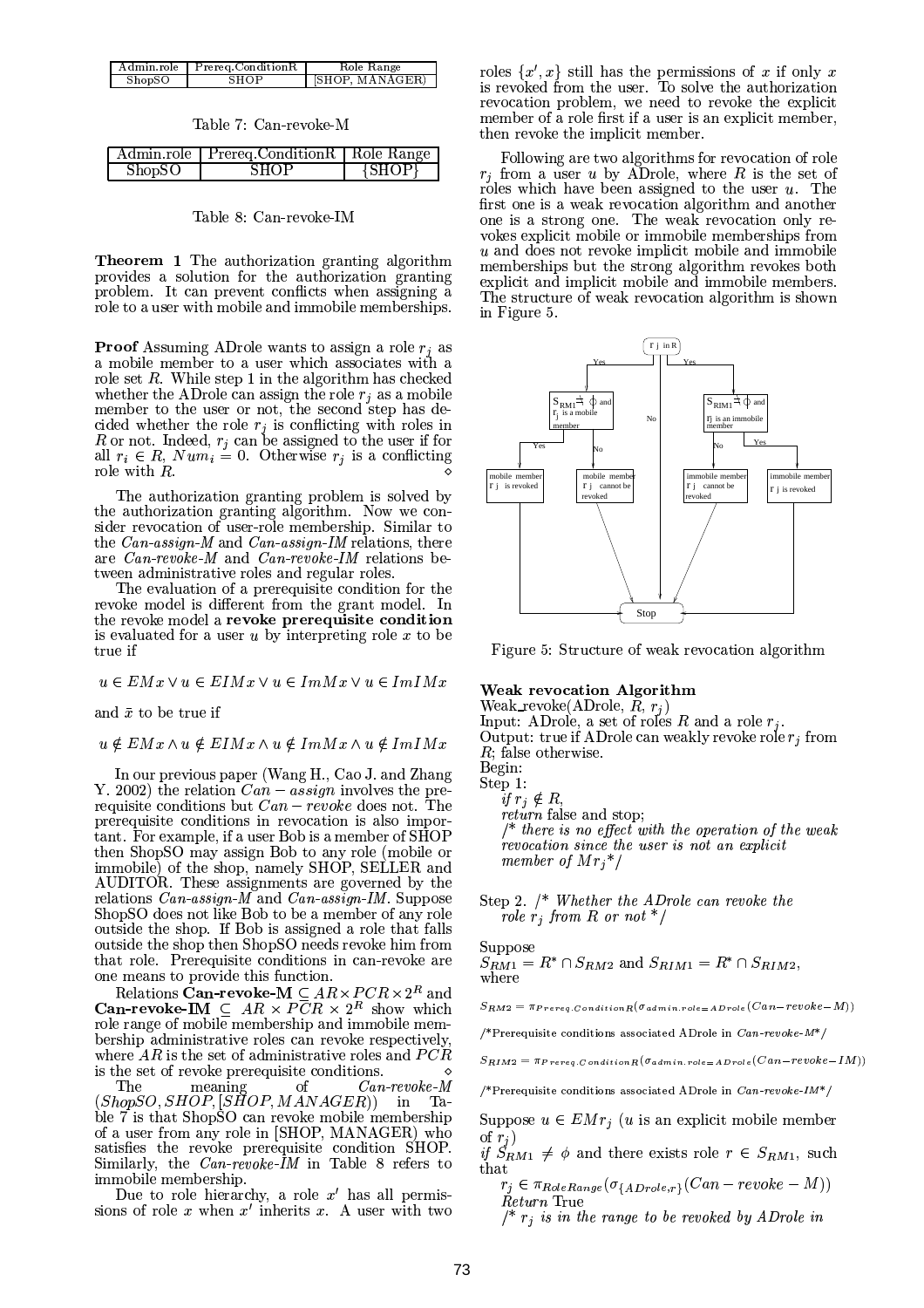| Admin.role | Prereq.ConditionR | Role Range |
| --- | --- | --- |
| ShopSO | SHOP | [SHOP, MANAGER) |

Table 7: Can-revoke-M

| Admin.role | Prereq.ConditionR | Role Range |
| --- | --- | --- |
| ShopSO | SHOP | {SHOP} |

Table 8: Can-revoke-IM

**Theorem 1** The authorization granting algorithm provides a solution for the authorization granting problem. It can prevent conflicts when assigning a role to a user with mobile and immobile memberships.

**Proof** Assuming ADrole wants to assign a role $r_j$ as a mobile member to a user which associates with a role set $R$. While step 1 in the algorithm has checked whether the ADrole can assign the role $r_j$ as a mobile member to the user or not, the second step has decided whether the role $r_j$ is conflicting with roles in $R$ or not. Indeed, $r_j$ can be assigned to the user if for all $r_i \in R$, $Num_i = 0$. Otherwise $r_j$ is a conflicting role with $R$. $\diamond$

The authorization granting problem is solved by the authorization granting algorithm. Now we consider revocation of user-role membership. Similar to the *Can-assign-M* and *Can-assign-IM* relations, there are *Can-revoke-M* and *Can-revoke-IM* relations between administrative roles and regular roles.

The evaluation of a prerequisite condition for the revoke model is different from the grant model. In the revoke model a **revoke prerequisite condition** is evaluated for a user $u$ by interpreting role $x$ to be true if

$$u \in EMx \vee u \in EIMx \vee u \in ImMx \vee u \in ImIMx$$

and $\bar{x}$ to be true if

$$u \notin EMx \wedge u \notin EIMx \wedge u \notin ImMx \wedge u \notin ImIMx$$

In our previous paper (Wang H., Cao J. and Zhang Y. 2002) the relation $Can-assign$ involves the prerequisite conditions but $Can-revoke$ does not. The prerequisite conditions in revocation is also important. For example, if a user Bob is a member of SHOP then ShopSO may assign Bob to any role (mobile or immobile) of the shop, namely SHOP, SELLER and AUDITOR. These assignments are governed by the relations *Can-assign-M* and *Can-assign-IM*. Suppose ShopSO does not like Bob to be a member of any role outside the shop. If Bob is assigned a role that falls outside the shop then ShopSO needs revoke him from that role. Prerequisite conditions in can-revoke are one means to provide this function.

Relations **Can-revoke-M** $\subseteq AR \times PCR \times 2^R$ and **Can-revoke-IM** $\subseteq AR \times PCR \times 2^R$ show which role range of mobile membership and immobile membership administrative roles can revoke respectively, where $AR$ is the set of administrative roles and $PCR$ is the set of revoke prerequisite conditions. $\diamond$

The meaning of *Can-revoke-M* $(ShopSO, SHOP, [SHOP, MANAGER))$ in Table 7 is that ShopSO can revoke mobile membership of a user from any role in [SHOP, MANAGER) who satisfies the revoke prerequisite condition SHOP. Similarly, the *Can-revoke-IM* in Table 8 refers to immobile membership.

Due to role hierarchy, a role $x'$ has all permissions of role $x$ when $x'$ inherits $x$. A user with two roles $\{x', x\}$ still has the permissions of $x$ if only $x$ is revoked from the user. To solve the authorization revocation problem, we need to revoke the explicit member of a role first if a user is an explicit member, then revoke the implicit member.

Following are two algorithms for revocation of role $r_j$ from a user $u$ by ADrole, where $R$ is the set of roles which have been assigned to the user $u$. The first one is a weak revocation algorithm and another one is a strong one. The weak revocation only revokes explicit mobile or immobile memberships from $u$ and does not revoke implicit mobile and immobile memberships but the strong algorithm revokes both explicit and implicit mobile and immobile members. The structure of weak revocation algorithm is shown in Figure 5.

Figure 5: Structure of weak revocation algorithm

**Weak revocation Algorithm**

Weak_revoke(ADrole, $R$, $r_j$)

Input: ADrole, a set of roles $R$ and a role $r_j$.

Output: true if ADrole can weakly revoke role $r_j$ from $R$; false otherwise.

Begin:

Step 1:

*if* $r_j \notin R$,
*return* false and stop;
/* *there is no effect with the operation of the weak revocation since the user is not an explicit member of* $Mr_j$ */

Step 2. /* *Whether the ADrole can revoke the role* $r_j$ *from* $R$ *or not* */

Suppose
$S_{RM1} = R^* \cap S_{RM2}$ and $S_{RIM1} = R^* \cap S_{RIM2}$, where

$$S_{RM2} = \pi_{Prereq.ConditionR}(\sigma_{admin.role=ADrole}(Can-revoke-M))$$

/*Prerequisite conditions associated ADrole in *Can-revoke-M**/

$$S_{RIM2} = \pi_{Prereq.ConditionR}(\sigma_{admin.role=ADrole}(Can-revoke-IM))$$

/*Prerequisite conditions associated ADrole in *Can-revoke-IM**/

Suppose $u \in EMr_j$ ($u$ is an explicit mobile member of $r_j$)
*if* $S_{RM1} \neq \phi$ and there exists role $r \in S_{RM1}$, such that
$r_j \in \pi_{RoleRange}(\sigma_{\{ADrole,r\}}(Can-revoke-M))$
*Return* True
/* $r_j$ *is in the range to be revoked by ADrole in*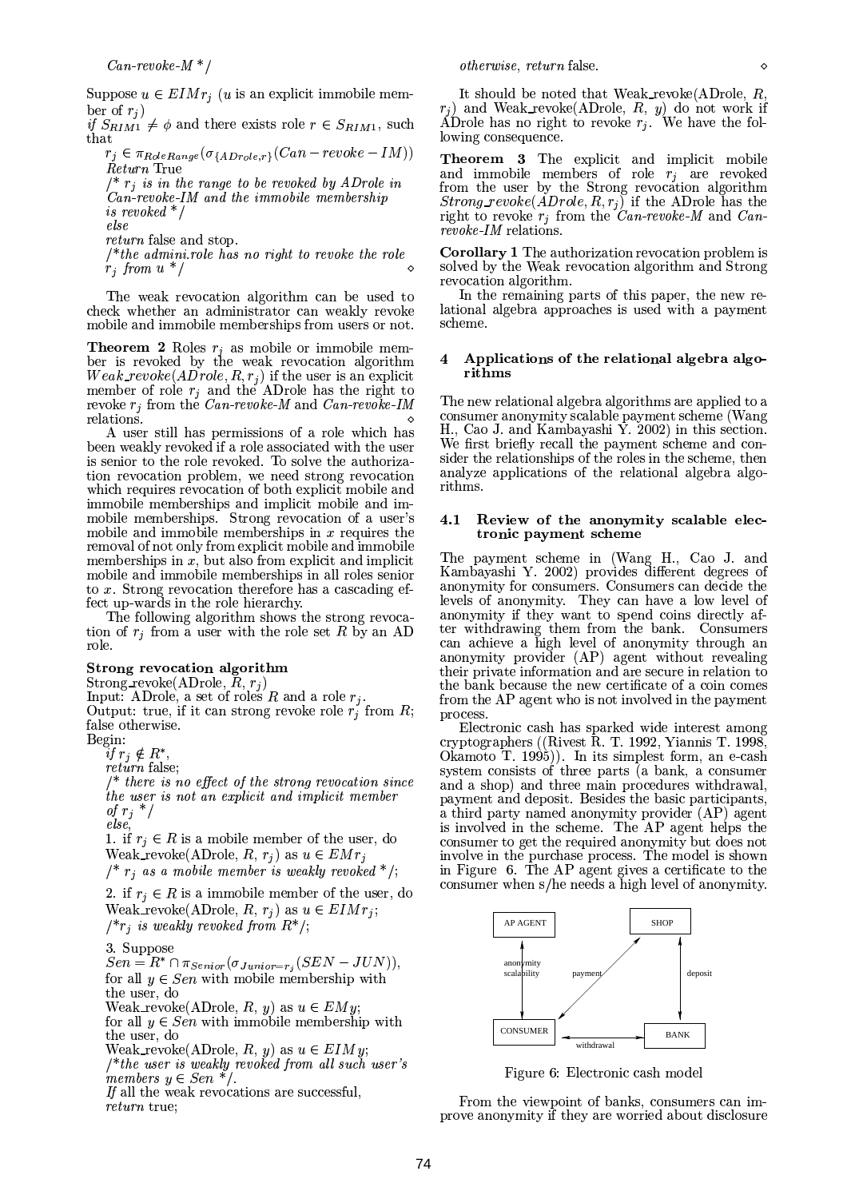*Can-revoke-M* \*/

Suppose $u \in EIMr_j$ (*u* is an explicit immobile member of $r_j$)
*if* $S_{RIM1} \neq \phi$ and there exists role $r \in S_{RIM1}$, such that
$r_j \in \pi_{RoleRange}(\sigma_{\{ADrole,r\}}(Can-revoke-IM))$
*Return* True
/* *$r_j$ is in the range to be revoked by ADrole in Can-revoke-IM and the immobile membership is revoked* \*/
*else*
*return* false and stop.
/* *the admini.role has no right to revoke the role $r_j$ from u* \*/ ⋄

The weak revocation algorithm can be used to check whether an administrator can weakly revoke mobile and immobile memberships from users or not.

**Theorem 2** Roles $r_j$ as mobile or immobile member is revoked by the weak revocation algorithm $Weak\_revoke(ADrole, R, r_j)$ if the user is an explicit member of role $r_j$ and the ADrole has the right to revoke $r_j$ from the *Can-revoke-M* and *Can-revoke-IM* relations. ⋄

A user still has permissions of a role which has been weakly revoked if a role associated with the user is senior to the role revoked. To solve the authorization revocation problem, we need strong revocation which requires revocation of both explicit mobile and immobile memberships and implicit mobile and immobile memberships. Strong revocation of a user's mobile and immobile memberships in *x* requires the removal of not only from explicit mobile and immobile memberships in *x*, but also from explicit and implicit mobile and immobile memberships in all roles senior to *x*. Strong revocation therefore has a cascading effect up-wards in the role hierarchy.

The following algorithm shows the strong revocation of $r_j$ from a user with the role set *R* by an AD role.

**Strong revocation algorithm**
Strong_revoke(ADrole, *R*, $r_j$)
Input: ADrole, a set of roles *R* and a role $r_j$.
Output: true, if it can strong revoke role $r_j$ from *R*; false otherwise.
Begin:
*if* $r_j \notin R^*$,
*return* false;
/* *there is no effect of the strong revocation since the user is not an explicit and implicit member of $r_j$* \*/
*else*,
1. if $r_j \in R$ is a mobile member of the user, do Weak_revoke(ADrole, *R*, $r_j$) as $u \in EMr_j$
/* *$r_j$ as a mobile member is weakly revoked* \*/;

2. if $r_j \in R$ is a immobile member of the user, do Weak_revoke(ADrole, *R*, $r_j$) as $u \in EIMr_j$;
/\**$r_j$ is weakly revoked from $R^*$*\*/;

3. Suppose
$Sen = R^* \cap \pi_{Senior}(\sigma_{Junior=r_j}(SEN-JUN))$,
for all $y \in Sen$ with mobile membership with the user, do
Weak_revoke(ADrole, *R*, *y*) as $u \in EMy$;
for all $y \in Sen$ with immobile membership with the user, do
Weak_revoke(ADrole, *R*, *y*) as $u \in EIMy$;
/\**the user is weakly revoked from all such user's members $y \in Sen$* \*/.
*If* all the weak revocations are successful,
*return* true;
*otherwise*, *return* false. ⋄

It should be noted that Weak_revoke(ADrole, *R*, $r_j$) and Weak_revoke(ADrole, *R*, *y*) do not work if ADrole has no right to revoke $r_j$. We have the following consequence.

**Theorem 3** The explicit and implicit mobile and immobile members of role $r_j$ are revoked from the user by the Strong revocation algorithm $Strong\_revoke(ADrole, R, r_j)$ if the ADrole has the right to revoke $r_j$ from the *Can-revoke-M* and *Can-revoke-IM* relations.

**Corollary 1** The authorization revocation problem is solved by the Weak revocation algorithm and Strong revocation algorithm.

In the remaining parts of this paper, the new relational algebra approaches is used with a payment scheme.

## 4 Applications of the relational algebra algorithms

The new relational algebra algorithms are applied to a consumer anonymity scalable payment scheme (Wang H., Cao J. and Kambayashi Y. 2002) in this section. We first briefly recall the payment scheme and consider the relationships of the roles in the scheme, then analyze applications of the relational algebra algorithms.

### 4.1 Review of the anonymity scalable electronic payment scheme

The payment scheme in (Wang H., Cao J. and Kambayashi Y. 2002) provides different degrees of anonymity for consumers. Consumers can decide the levels of anonymity. They can have a low level of anonymity if they want to spend coins directly after withdrawing them from the bank. Consumers can achieve a high level of anonymity through an anonymity provider (AP) agent without revealing their private information and are secure in relation to the bank because the new certificate of a coin comes from the AP agent who is not involved in the payment process.

Electronic cash has sparked wide interest among cryptographers ((Rivest R. T. 1992, Yiannis T. 1998, Okamoto T. 1995)). In its simplest form, an e-cash system consists of three parts (a bank, a consumer and a shop) and three main procedures withdrawal, payment and deposit. Besides the basic participants, a third party named anonymity provider (AP) agent is involved in the scheme. The AP agent helps the consumer to get the required anonymity but does not involve in the purchase process. The model is shown in Figure 6. The AP agent gives a certificate to the consumer when s/he needs a high level of anonymity.

Figure 6: Electronic cash model

From the viewpoint of banks, consumers can improve anonymity if they are worried about disclosure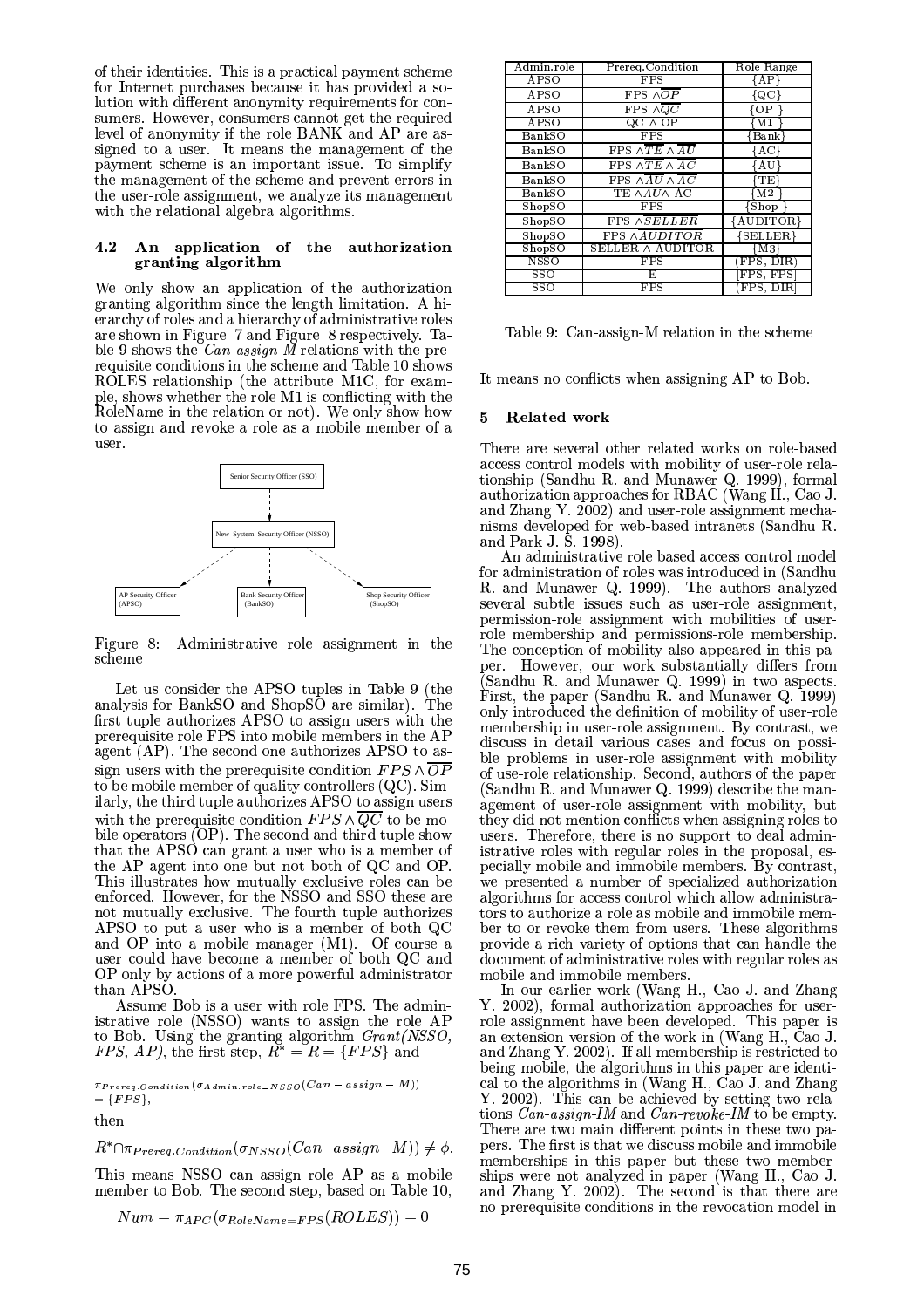of their identities. This is a practical payment scheme for Internet purchases because it has provided a solution with different anonymity requirements for consumers. However, consumers cannot get the required level of anonymity if the role BANK and AP are assigned to a user. It means the management of the payment scheme is an important issue. To simplify the management of the scheme and prevent errors in the user-role assignment, we analyze its management with the relational algebra algorithms.

### 4.2 An application of the authorization granting algorithm

We only show an application of the authorization granting algorithm since the length limitation. A hierarchy of roles and a hierarchy of administrative roles are shown in Figure 7 and Figure 8 respectively. Table 9 shows the *Can-assign-M* relations with the prerequisite conditions in the scheme and Table 10 shows ROLES relationship (the attribute M1C, for example, shows whether the role M1 is conflicting with the RoleName in the relation or not). We only show how to assign and revoke a role as a mobile member of a user.

Senior Security Officer (SSO)

New System Security Officer (NSSO)

AP Security Officer (APSO) | Bank Security Officer (BankSO) | Shop Security Officer (ShopSO)

Figure 8: Administrative role assignment in the scheme

Let us consider the APSO tuples in Table 9 (the analysis for BankSO and ShopSO are similar). The first tuple authorizes APSO to assign users with the prerequisite role FPS into mobile members in the AP agent (AP). The second one authorizes APSO to assign users with the prerequisite condition $FPS \wedge \overline{OP}$ to be mobile member of quality controllers (QC). Similarly, the third tuple authorizes APSO to assign users with the prerequisite condition $FPS \wedge \overline{QC}$ to be mobile operators (OP). The second and third tuple show that the APSO can grant a user who is a member of the AP agent into one but not both of QC and OP. This illustrates how mutually exclusive roles can be enforced. However, for the NSSO and SSO these are not mutually exclusive. The fourth tuple authorizes APSO to put a user who is a member of both QC and OP into a mobile manager (M1). Of course a user could have become a member of both QC and OP only by actions of a more powerful administrator than APSO.

Assume Bob is a user with role FPS. The administrative role (NSSO) wants to assign the role AP to Bob. Using the granting algorithm *Grant(NSSO, FPS, AP)*, the first step, $R^* = R = \{FPS\}$ and

$$\pi_{Prereq.Condition}(\sigma_{Admin.role=NSSO}(Can-assign-M)) = \{FPS\},$$

then

$$R^* \cap \pi_{Prereq.Condition}(\sigma_{NSSO}(Can{-}assign{-}M)) \neq \phi.$$

This means NSSO can assign role AP as a mobile member to Bob. The second step, based on Table 10,

$$Num = \pi_{APC}(\sigma_{RoleName=FPS}(ROLES)) = 0$$

| Admin.role | Prereq.Condition | Role Range |
|---|---|---|
| APSO | FPS | {AP} |
| APSO | FPS $\wedge\overline{OP}$ | {QC} |
| APSO | FPS $\wedge\overline{QC}$ | {OP } |
| APSO | QC $\wedge$ OP | {M1 } |
| BankSO | FPS | {Bank} |
| BankSO | FPS $\wedge\overline{TE}\wedge\overline{AU}$ | {AC} |
| BankSO | FPS $\wedge\overline{TE}\wedge\overline{AC}$ | {AU} |
| BankSO | FPS $\wedge\overline{AU}\wedge\overline{AC}$ | {TE} |
| BankSO | TE $\wedge AU\wedge$ AC | {M2 } |
| ShopSO | FPS | {Shop } |
| ShopSO | FPS $\wedge\overline{SELLER}$ | {AUDITOR} |
| ShopSO | FPS $\wedge\overline{AUDITOR}$ | {SELLER} |
| ShopSO | SELLER $\wedge$ AUDITOR | {M3} |
| NSSO | FPS | (FPS, DIR) |
| SSO | E | [FPS, FPS] |
| SSO | FPS | (FPS, DIR] |

Table 9: Can-assign-M relation in the scheme

It means no conflicts when assigning AP to Bob.

## 5 Related work

There are several other related works on role-based access control models with mobility of user-role relationship (Sandhu R. and Munawer Q. 1999), formal authorization approaches for RBAC (Wang H., Cao J. and Zhang Y. 2002) and user-role assignment mechanisms developed for web-based intranets (Sandhu R. and Park J. S. 1998).

An administrative role based access control model for administration of roles was introduced in (Sandhu R. and Munawer Q. 1999). The authors analyzed several subtle issues such as user-role assignment, permission-role assignment with mobilities of user-role membership and permissions-role membership. The conception of mobility also appeared in this paper. However, our work substantially differs from (Sandhu R. and Munawer Q. 1999) in two aspects. First, the paper (Sandhu R. and Munawer Q. 1999) only introduced the definition of mobility of user-role membership in user-role assignment. By contrast, we discuss in detail various cases and focus on possible problems in user-role assignment with mobility of use-role relationship. Second, authors of the paper (Sandhu R. and Munawer Q. 1999) describe the management of user-role assignment with mobility, but they did not mention conflicts when assigning roles to users. Therefore, there is no support to deal administrative roles with regular roles in the proposal, especially mobile and immobile members. By contrast, we presented a number of specialized authorization algorithms for access control which allow administrators to authorize a role as mobile and immobile member to or revoke them from users. These algorithms provide a rich variety of options that can handle the document of administrative roles with regular roles as mobile and immobile members.

In our earlier work (Wang H., Cao J. and Zhang Y. 2002), formal authorization approaches for user-role assignment have been developed. This paper is an extension version of the work in (Wang H., Cao J. and Zhang Y. 2002). If all membership is restricted to being mobile, the algorithms in this paper are identical to the algorithms in (Wang H., Cao J. and Zhang Y. 2002). This can be achieved by setting two relations *Can-assign-IM* and *Can-revoke-IM* to be empty. There are two main different points in these two papers. The first is that we discuss mobile and immobile memberships in this paper but these two memberships were not analyzed in paper (Wang H., Cao J. and Zhang Y. 2002). The second is that there are no prerequisite conditions in the revocation model in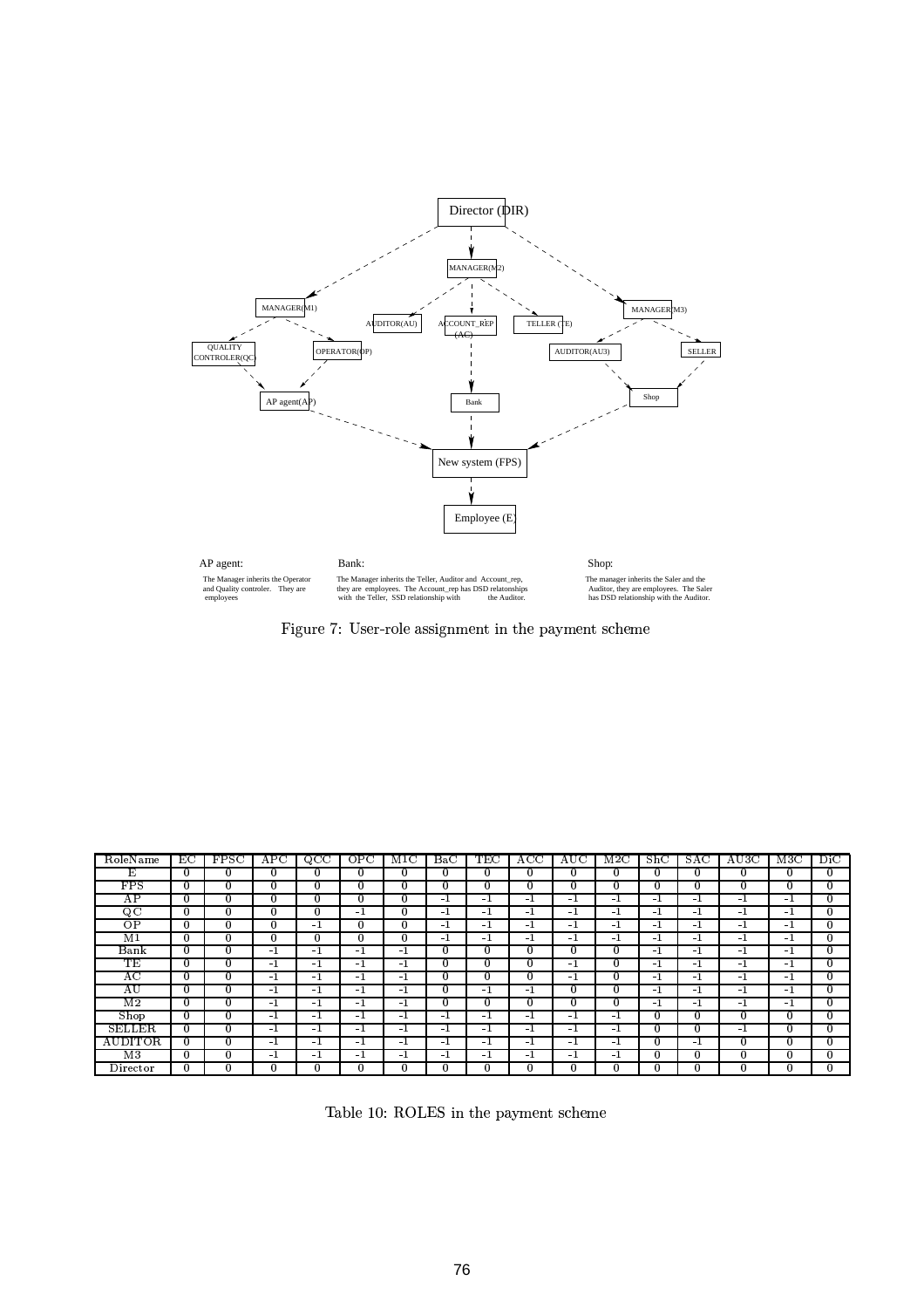Director (DIR)

MANAGER(M2)

MANAGER(M1)

AUDITOR(AU)

ACCOUNT_REP (AC)

TELLER (TE)

MANAGER(M3)

QUALITY CONTROLER(QC)

OPERATOR(OP)

AUDITOR(AU3)

SELLER

AP agent(AP)

Bank

Shop

New system (FPS)

Employee (E)

AP agent:

The Manager inherits the Operator and Quality controler. They are employees

Bank:

The Manager inherits the Teller, Auditor and Account_rep, they are employees. The Account_rep has DSD relatonships with the Teller, SSD relationship with the Auditor.

Shop:

The manager inherits the Saler and the Auditor, they are employees. The Saler has DSD relationship with the Auditor.

Figure 7: User-role assignment in the payment scheme

| RoleName | EC | FPSC | APC | QCC | OPC | M1C | BaC | TEC | ACC | AUC | M2C | ShC | SAC | AU3C | M3C | DiC |
|---|---|---|---|---|---|---|---|---|---|---|---|---|---|---|---|---|
| E | 0 | 0 | 0 | 0 | 0 | 0 | 0 | 0 | 0 | 0 | 0 | 0 | 0 | 0 | 0 | 0 |
| FPS | 0 | 0 | 0 | 0 | 0 | 0 | 0 | 0 | 0 | 0 | 0 | 0 | 0 | 0 | 0 | 0 |
| AP | 0 | 0 | 0 | 0 | 0 | 0 | -1 | -1 | -1 | -1 | -1 | -1 | -1 | -1 | -1 | 0 |
| QC | 0 | 0 | 0 | 0 | -1 | 0 | -1 | -1 | -1 | -1 | -1 | -1 | -1 | -1 | -1 | 0 |
| OP | 0 | 0 | 0 | -1 | 0 | 0 | -1 | -1 | -1 | -1 | -1 | -1 | -1 | -1 | -1 | 0 |
| M1 | 0 | 0 | 0 | 0 | 0 | 0 | -1 | -1 | -1 | -1 | -1 | -1 | -1 | -1 | -1 | 0 |
| Bank | 0 | 0 | -1 | -1 | -1 | -1 | 0 | 0 | 0 | 0 | 0 | -1 | -1 | -1 | -1 | 0 |
| TE | 0 | 0 | -1 | -1 | -1 | -1 | 0 | 0 | 0 | -1 | 0 | -1 | -1 | -1 | -1 | 0 |
| AC | 0 | 0 | -1 | -1 | -1 | -1 | 0 | 0 | 0 | -1 | 0 | -1 | -1 | -1 | -1 | 0 |
| AU | 0 | 0 | -1 | -1 | -1 | -1 | 0 | -1 | -1 | 0 | 0 | -1 | -1 | -1 | -1 | 0 |
| M2 | 0 | 0 | -1 | -1 | -1 | -1 | 0 | 0 | 0 | 0 | 0 | -1 | -1 | -1 | -1 | 0 |
| Shop | 0 | 0 | -1 | -1 | -1 | -1 | -1 | -1 | -1 | -1 | -1 | 0 | 0 | 0 | 0 | 0 |
| SELLER | 0 | 0 | -1 | -1 | -1 | -1 | -1 | -1 | -1 | -1 | -1 | 0 | 0 | -1 | 0 | 0 |
| AUDITOR | 0 | 0 | -1 | -1 | -1 | -1 | -1 | -1 | -1 | -1 | -1 | 0 | -1 | 0 | 0 | 0 |
| M3 | 0 | 0 | -1 | -1 | -1 | -1 | -1 | -1 | -1 | -1 | -1 | 0 | 0 | 0 | 0 | 0 |
| Director | 0 | 0 | 0 | 0 | 0 | 0 | 0 | 0 | 0 | 0 | 0 | 0 | 0 | 0 | 0 | 0 |

Table 10: ROLES in the payment scheme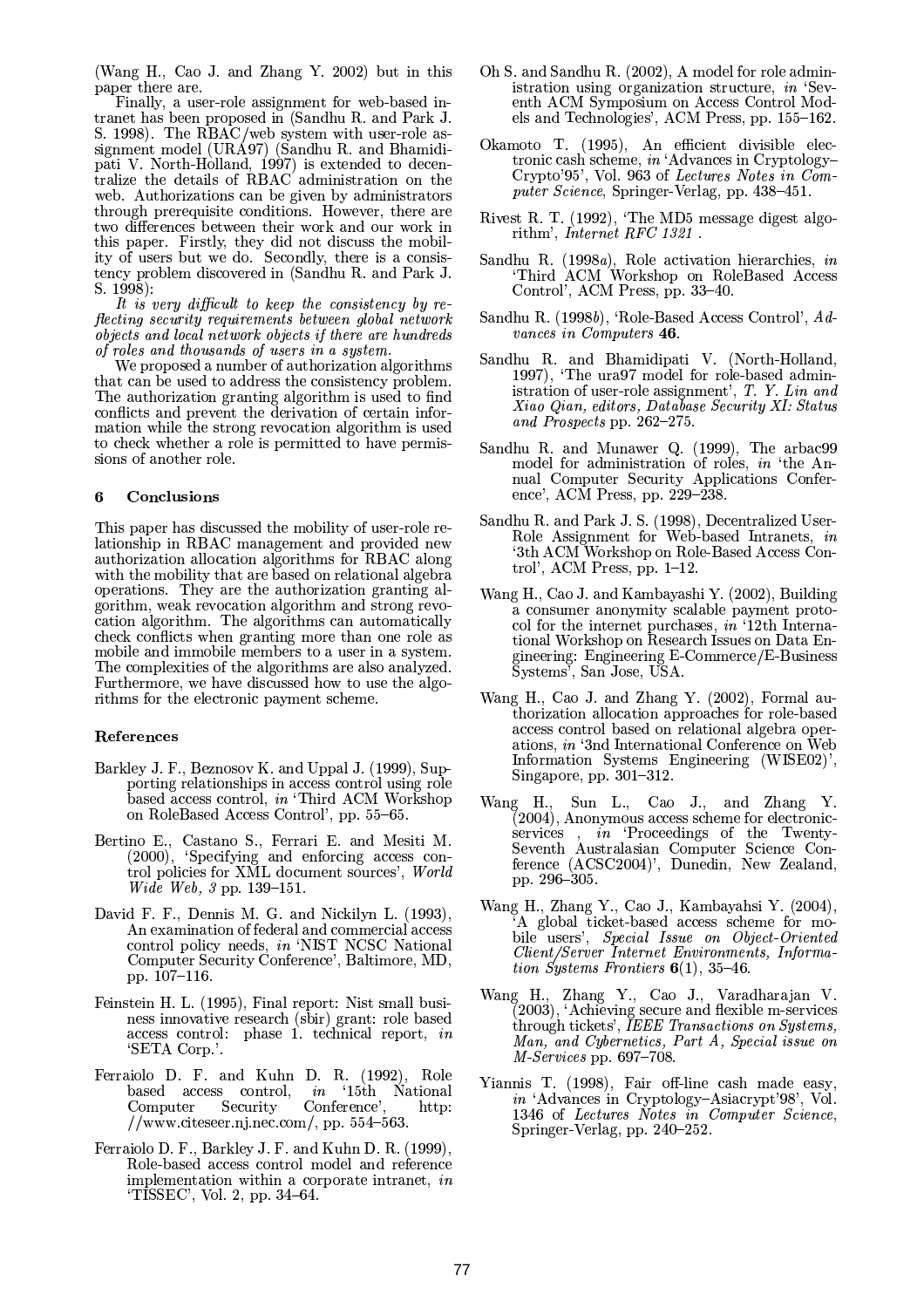(Wang H., Cao J. and Zhang Y. 2002) but in this paper there are.

Finally, a user-role assignment for web-based intranet has been proposed in (Sandhu R. and Park J. S. 1998). The RBAC/web system with user-role assignment model (URA97) (Sandhu R. and Bhamidipati V. North-Holland, 1997) is extended to decentralize the details of RBAC administration on the web. Authorizations can be given by administrators through prerequisite conditions. However, there are two differences between their work and our work in this paper. Firstly, they did not discuss the mobility of users but we do. Secondly, there is a consistency problem discovered in (Sandhu R. and Park J. S. 1998):

*It is very difficult to keep the consistency by reflecting security requirements between global network objects and local network objects if there are hundreds of roles and thousands of users in a system.*

We proposed a number of authorization algorithms that can be used to address the consistency problem. The authorization granting algorithm is used to find conflicts and prevent the derivation of certain information while the strong revocation algorithm is used to check whether a role is permitted to have permissions of another role.

## 6 Conclusions

This paper has discussed the mobility of user-role relationship in RBAC management and provided new authorization allocation algorithms for RBAC along with the mobility that are based on relational algebra operations. They are the authorization granting algorithm, weak revocation algorithm and strong revocation algorithm. The algorithms can automatically check conflicts when granting more than one role as mobile and immobile members to a user in a system. The complexities of the algorithms are also analyzed. Furthermore, we have discussed how to use the algorithms for the electronic payment scheme.

## References

Barkley J. F., Beznosov K. and Uppal J. (1999), Supporting relationships in access control using role based access control, *in* 'Third ACM Workshop on RoleBased Access Control', pp. 55–65.

Bertino E., Castano S., Ferrari E. and Mesiti M. (2000), 'Specifying and enforcing access control policies for XML document sources', *World Wide Web, 3* pp. 139–151.

David F. F., Dennis M. G. and Nickilyn L. (1993), An examination of federal and commercial access control policy needs, *in* 'NIST NCSC National Computer Security Conference', Baltimore, MD, pp. 107–116.

Feinstein H. L. (1995), Final report: Nist small business innovative research (sbir) grant: role based access control: phase 1. technical report, *in* 'SETA Corp.'.

Ferraiolo D. F. and Kuhn D. R. (1992), Role based access control, *in* '15th National Computer Security Conference', http://www.citeseer.nj.nec.com/, pp. 554–563.

Ferraiolo D. F., Barkley J. F. and Kuhn D. R. (1999), Role-based access control model and reference implementation within a corporate intranet, *in* 'TISSEC', Vol. 2, pp. 34–64.

Oh S. and Sandhu R. (2002), A model for role administration using organization structure, *in* 'Seventh ACM Symposium on Access Control Models and Technologies', ACM Press, pp. 155–162.

Okamoto T. (1995), An efficient divisible electronic cash scheme, *in* 'Advances in Cryptology–Crypto'95', Vol. 963 of *Lectures Notes in Computer Science*, Springer-Verlag, pp. 438–451.

Rivest R. T. (1992), 'The MD5 message digest algorithm', *Internet RFC 1321* .

Sandhu R. (1998*a*), Role activation hierarchies, *in* 'Third ACM Workshop on RoleBased Access Control', ACM Press, pp. 33–40.

Sandhu R. (1998*b*), 'Role-Based Access Control', *Advances in Computers* **46**.

Sandhu R. and Bhamidipati V. (North-Holland, 1997), 'The ura97 model for role-based administration of user-role assignment', *T. Y. Lin and Xiao Qian, editors, Database Security XI: Status and Prospects* pp. 262–275.

Sandhu R. and Munawer Q. (1999), The arbac99 model for administration of roles, *in* 'the Annual Computer Security Applications Conference', ACM Press, pp. 229–238.

Sandhu R. and Park J. S. (1998), Decentralized User-Role Assignment for Web-based Intranets, *in* '3th ACM Workshop on Role-Based Access Control', ACM Press, pp. 1–12.

Wang H., Cao J. and Kambayashi Y. (2002), Building a consumer anonymity scalable payment protocol for the internet purchases, *in* '12th International Workshop on Research Issues on Data Engineering: Engineering E-Commerce/E-Business Systems', San Jose, USA.

Wang H., Cao J. and Zhang Y. (2002), Formal authorization allocation approaches for role-based access control based on relational algebra operations, *in* '3nd International Conference on Web Information Systems Engineering (WISE02)', Singapore, pp. 301–312.

Wang H., Sun L., Cao J., and Zhang Y. (2004), Anonymous access scheme for electronic-services , *in* 'Proceedings of the Twenty-Seventh Australasian Computer Science Conference (ACSC2004)', Dunedin, New Zealand, pp. 296–305.

Wang H., Zhang Y., Cao J., Kambayahsi Y. (2004), 'A global ticket-based access scheme for mobile users', *Special Issue on Object-Oriented Client/Server Internet Environments, Information Systems Frontiers* **6**(1), 35–46.

Wang H., Zhang Y., Cao J., Varadharajan V. (2003), 'Achieving secure and flexible m-services through tickets', *IEEE Transactions on Systems, Man, and Cybernetics, Part A, Special issue on M-Services* pp. 697–708.

Yiannis T. (1998), Fair off-line cash made easy, *in* 'Advances in Cryptology–Asiacrypt'98', Vol. 1346 of *Lectures Notes in Computer Science*, Springer-Verlag, pp. 240–252.